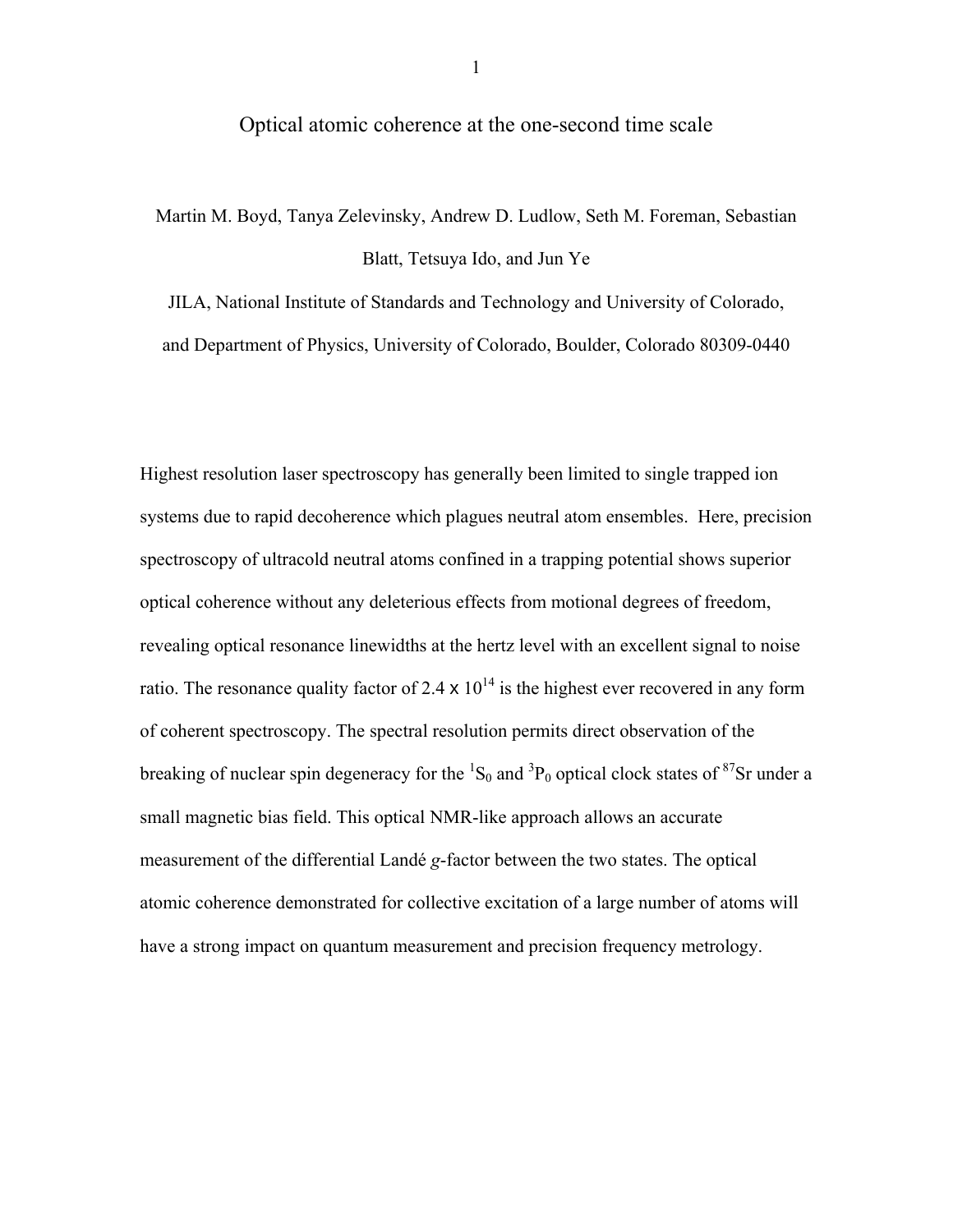# Optical atomic coherence at the one-second time scale

Martin M. Boyd, Tanya Zelevinsky, Andrew D. Ludlow, Seth M. Foreman, Sebastian Blatt, Tetsuya Ido, and Jun Ye

JILA, National Institute of Standards and Technology and University of Colorado, and Department of Physics, University of Colorado, Boulder, Colorado 80309-0440

Highest resolution laser spectroscopy has generally been limited to single trapped ion systems due to rapid decoherence which plagues neutral atom ensembles. Here, precision spectroscopy of ultracold neutral atoms confined in a trapping potential shows superior optical coherence without any deleterious effects from motional degrees of freedom, revealing optical resonance linewidths at the hertz level with an excellent signal to noise ratio. The resonance quality factor of $2.4 \times 10^{14}$ is the highest ever recovered in any form of coherent spectroscopy. The spectral resolution permits direct observation of the breaking of nuclear spin degeneracy for the $^1S_0$ and $^3P_0$ optical clock states of $^{87}$Sr under a small magnetic bias field. This optical NMR-like approach allows an accurate measurement of the differential Landé *g*-factor between the two states. The optical atomic coherence demonstrated for collective excitation of a large number of atoms will have a strong impact on quantum measurement and precision frequency metrology.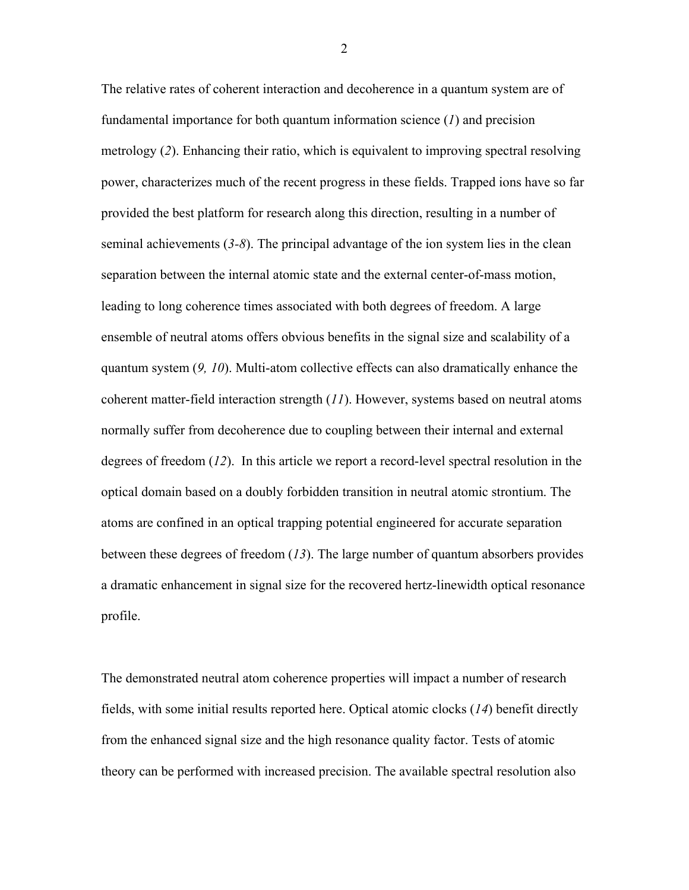The relative rates of coherent interaction and decoherence in a quantum system are of fundamental importance for both quantum information science (*1*) and precision metrology (*2*). Enhancing their ratio, which is equivalent to improving spectral resolving power, characterizes much of the recent progress in these fields. Trapped ions have so far provided the best platform for research along this direction, resulting in a number of seminal achievements (*3-8*). The principal advantage of the ion system lies in the clean separation between the internal atomic state and the external center-of-mass motion, leading to long coherence times associated with both degrees of freedom. A large ensemble of neutral atoms offers obvious benefits in the signal size and scalability of a quantum system (*9, 10*). Multi-atom collective effects can also dramatically enhance the coherent matter-field interaction strength (*11*). However, systems based on neutral atoms normally suffer from decoherence due to coupling between their internal and external degrees of freedom (*12*). In this article we report a record-level spectral resolution in the optical domain based on a doubly forbidden transition in neutral atomic strontium. The atoms are confined in an optical trapping potential engineered for accurate separation between these degrees of freedom (*13*). The large number of quantum absorbers provides a dramatic enhancement in signal size for the recovered hertz-linewidth optical resonance profile.

The demonstrated neutral atom coherence properties will impact a number of research fields, with some initial results reported here. Optical atomic clocks (*14*) benefit directly from the enhanced signal size and the high resonance quality factor. Tests of atomic theory can be performed with increased precision. The available spectral resolution also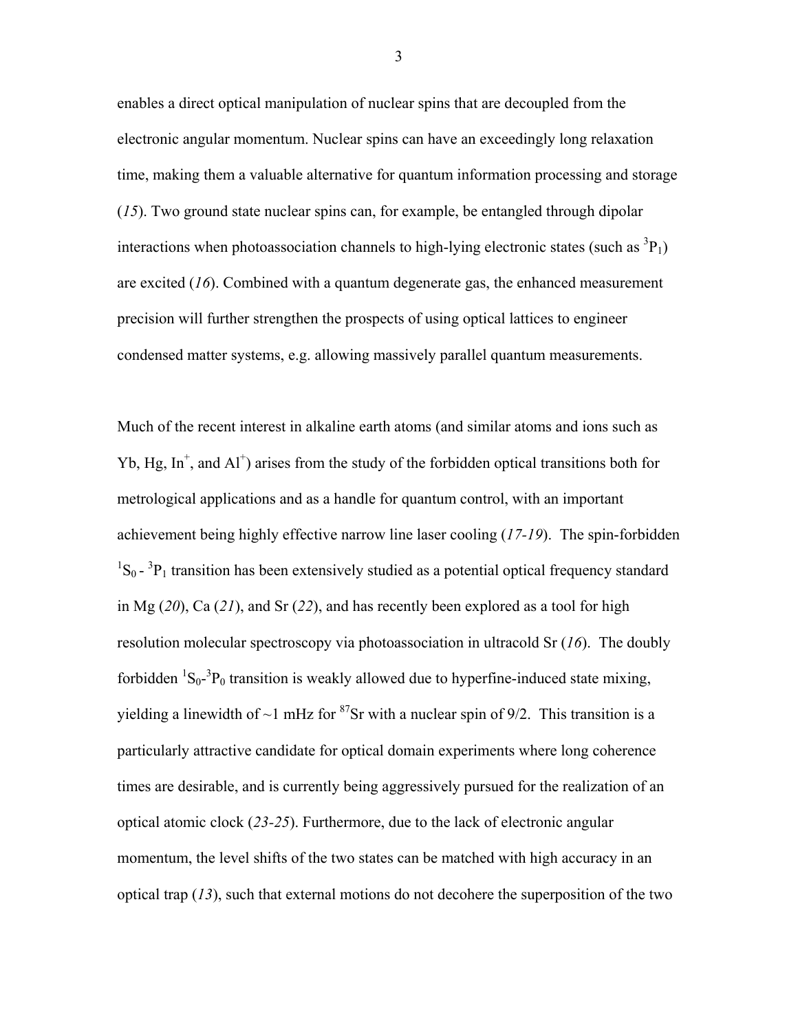enables a direct optical manipulation of nuclear spins that are decoupled from the electronic angular momentum. Nuclear spins can have an exceedingly long relaxation time, making them a valuable alternative for quantum information processing and storage (*15*). Two ground state nuclear spins can, for example, be entangled through dipolar interactions when photoassociation channels to high-lying electronic states (such as $^3P_1$) are excited (*16*). Combined with a quantum degenerate gas, the enhanced measurement precision will further strengthen the prospects of using optical lattices to engineer condensed matter systems, e.g. allowing massively parallel quantum measurements.

Much of the recent interest in alkaline earth atoms (and similar atoms and ions such as Yb, Hg, $In^+$, and $Al^+$) arises from the study of the forbidden optical transitions both for metrological applications and as a handle for quantum control, with an important achievement being highly effective narrow line laser cooling (*17-19*). The spin-forbidden $^1S_0$ - $^3P_1$ transition has been extensively studied as a potential optical frequency standard in Mg (*20*), Ca (*21*), and Sr (*22*), and has recently been explored as a tool for high resolution molecular spectroscopy via photoassociation in ultracold Sr (*16*). The doubly forbidden $^1S_0$-$^3P_0$ transition is weakly allowed due to hyperfine-induced state mixing, yielding a linewidth of ~1 mHz for $^{87}$Sr with a nuclear spin of 9/2. This transition is a particularly attractive candidate for optical domain experiments where long coherence times are desirable, and is currently being aggressively pursued for the realization of an optical atomic clock (*23-25*). Furthermore, due to the lack of electronic angular momentum, the level shifts of the two states can be matched with high accuracy in an optical trap (*13*), such that external motions do not decohere the superposition of the two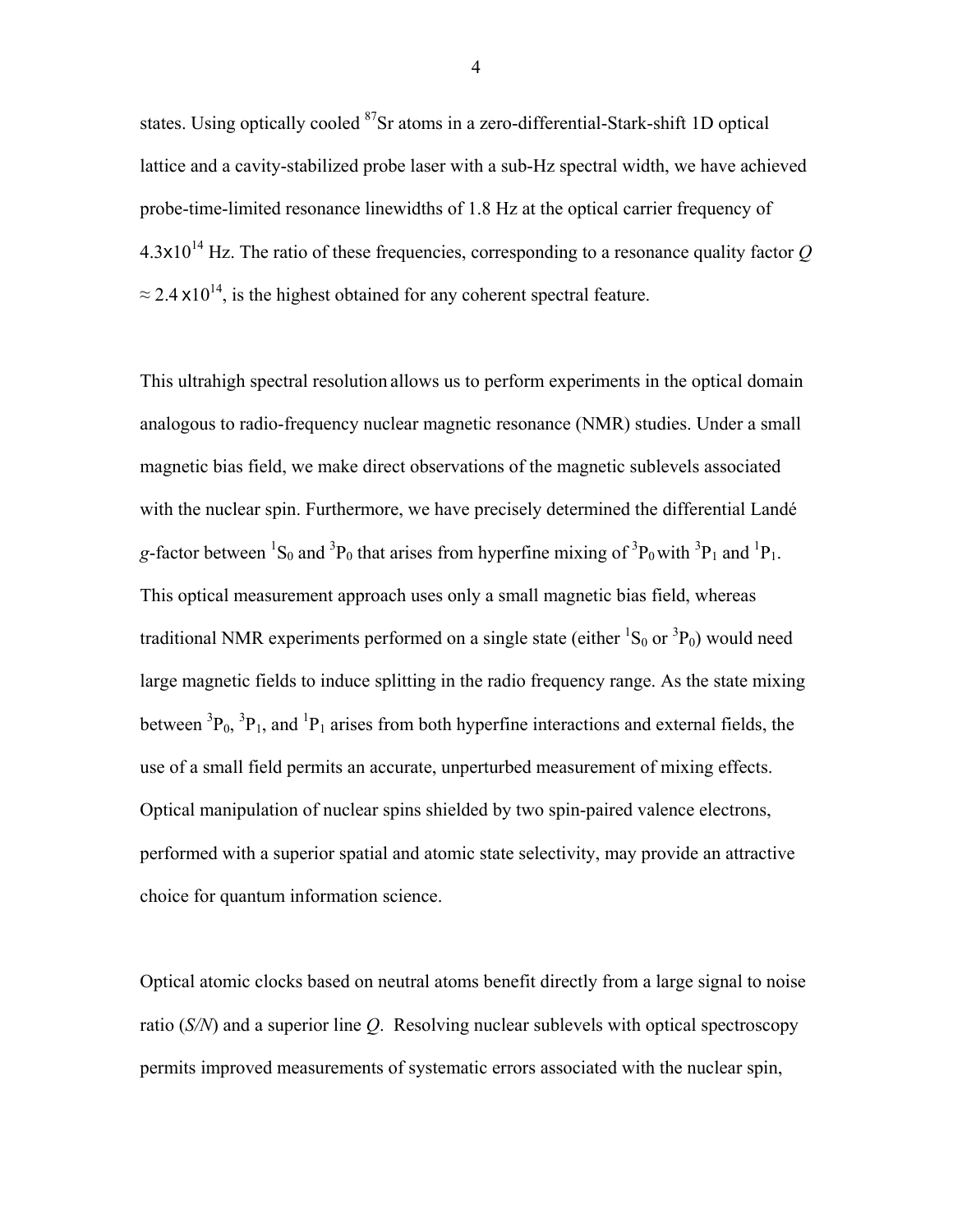states. Using optically cooled $^{87}$Sr atoms in a zero-differential-Stark-shift 1D optical lattice and a cavity-stabilized probe laser with a sub-Hz spectral width, we have achieved probe-time-limited resonance linewidths of 1.8 Hz at the optical carrier frequency of $4.3\times10^{14}$ Hz. The ratio of these frequencies, corresponding to a resonance quality factor $Q \approx 2.4\times10^{14}$, is the highest obtained for any coherent spectral feature.

This ultrahigh spectral resolution allows us to perform experiments in the optical domain analogous to radio-frequency nuclear magnetic resonance (NMR) studies. Under a small magnetic bias field, we make direct observations of the magnetic sublevels associated with the nuclear spin. Furthermore, we have precisely determined the differential Landé *g*-factor between $^1S_0$ and $^3P_0$ that arises from hyperfine mixing of $^3P_0$ with $^3P_1$ and $^1P_1$. This optical measurement approach uses only a small magnetic bias field, whereas traditional NMR experiments performed on a single state (either $^1S_0$ or $^3P_0$) would need large magnetic fields to induce splitting in the radio frequency range. As the state mixing between $^3P_0$, $^3P_1$, and $^1P_1$ arises from both hyperfine interactions and external fields, the use of a small field permits an accurate, unperturbed measurement of mixing effects. Optical manipulation of nuclear spins shielded by two spin-paired valence electrons, performed with a superior spatial and atomic state selectivity, may provide an attractive choice for quantum information science.

Optical atomic clocks based on neutral atoms benefit directly from a large signal to noise ratio (*S/N*) and a superior line *Q*. Resolving nuclear sublevels with optical spectroscopy permits improved measurements of systematic errors associated with the nuclear spin,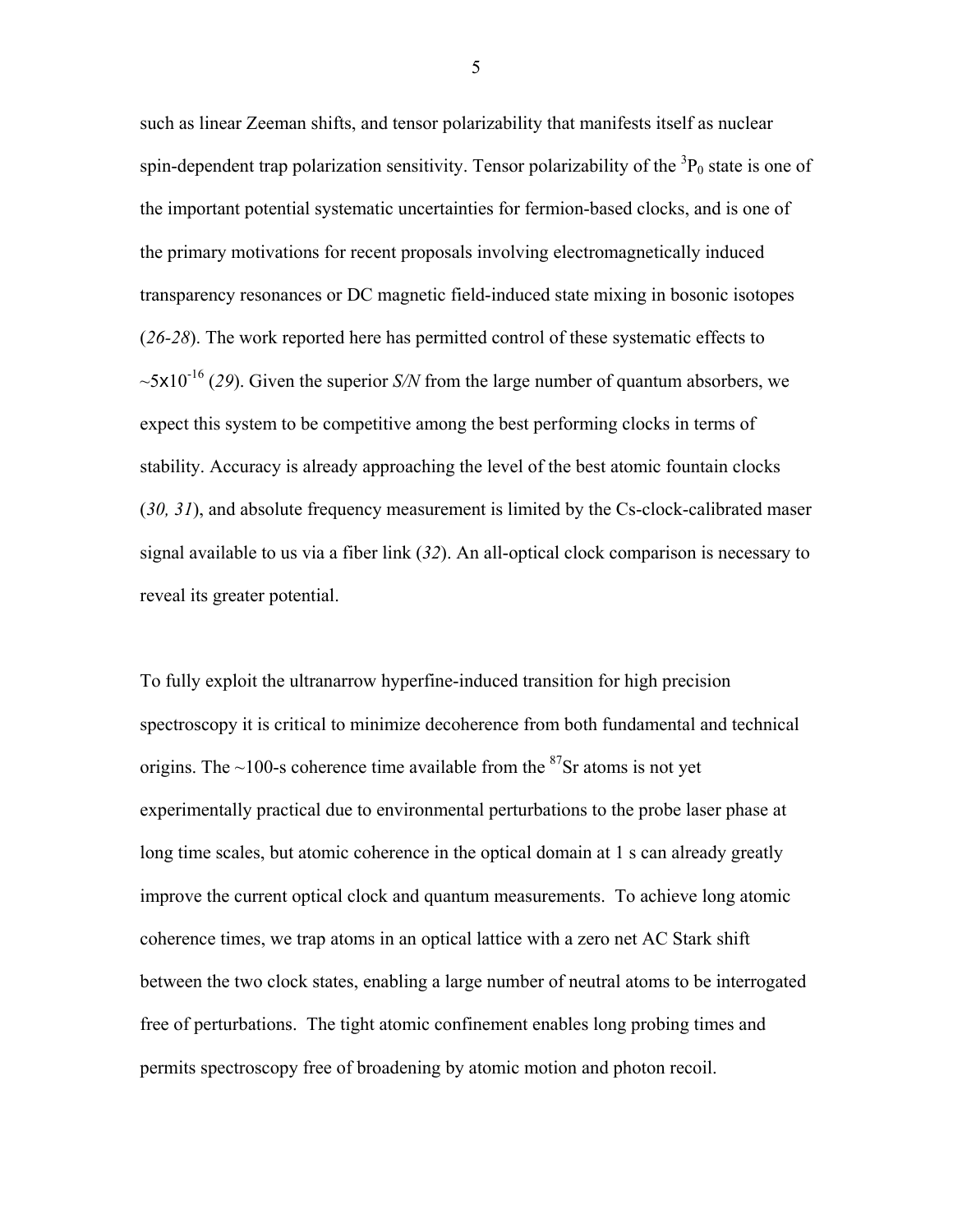such as linear Zeeman shifts, and tensor polarizability that manifests itself as nuclear spin-dependent trap polarization sensitivity. Tensor polarizability of the $^3P_0$ state is one of the important potential systematic uncertainties for fermion-based clocks, and is one of the primary motivations for recent proposals involving electromagnetically induced transparency resonances or DC magnetic field-induced state mixing in bosonic isotopes (*26-28*). The work reported here has permitted control of these systematic effects to $\sim 5\times10^{-16}$ (*29*). Given the superior *S/N* from the large number of quantum absorbers, we expect this system to be competitive among the best performing clocks in terms of stability. Accuracy is already approaching the level of the best atomic fountain clocks (*30, 31*), and absolute frequency measurement is limited by the Cs-clock-calibrated maser signal available to us via a fiber link (*32*). An all-optical clock comparison is necessary to reveal its greater potential.

To fully exploit the ultranarrow hyperfine-induced transition for high precision spectroscopy it is critical to minimize decoherence from both fundamental and technical origins. The ~100-s coherence time available from the $^{87}$Sr atoms is not yet experimentally practical due to environmental perturbations to the probe laser phase at long time scales, but atomic coherence in the optical domain at 1 s can already greatly improve the current optical clock and quantum measurements. To achieve long atomic coherence times, we trap atoms in an optical lattice with a zero net AC Stark shift between the two clock states, enabling a large number of neutral atoms to be interrogated free of perturbations. The tight atomic confinement enables long probing times and permits spectroscopy free of broadening by atomic motion and photon recoil.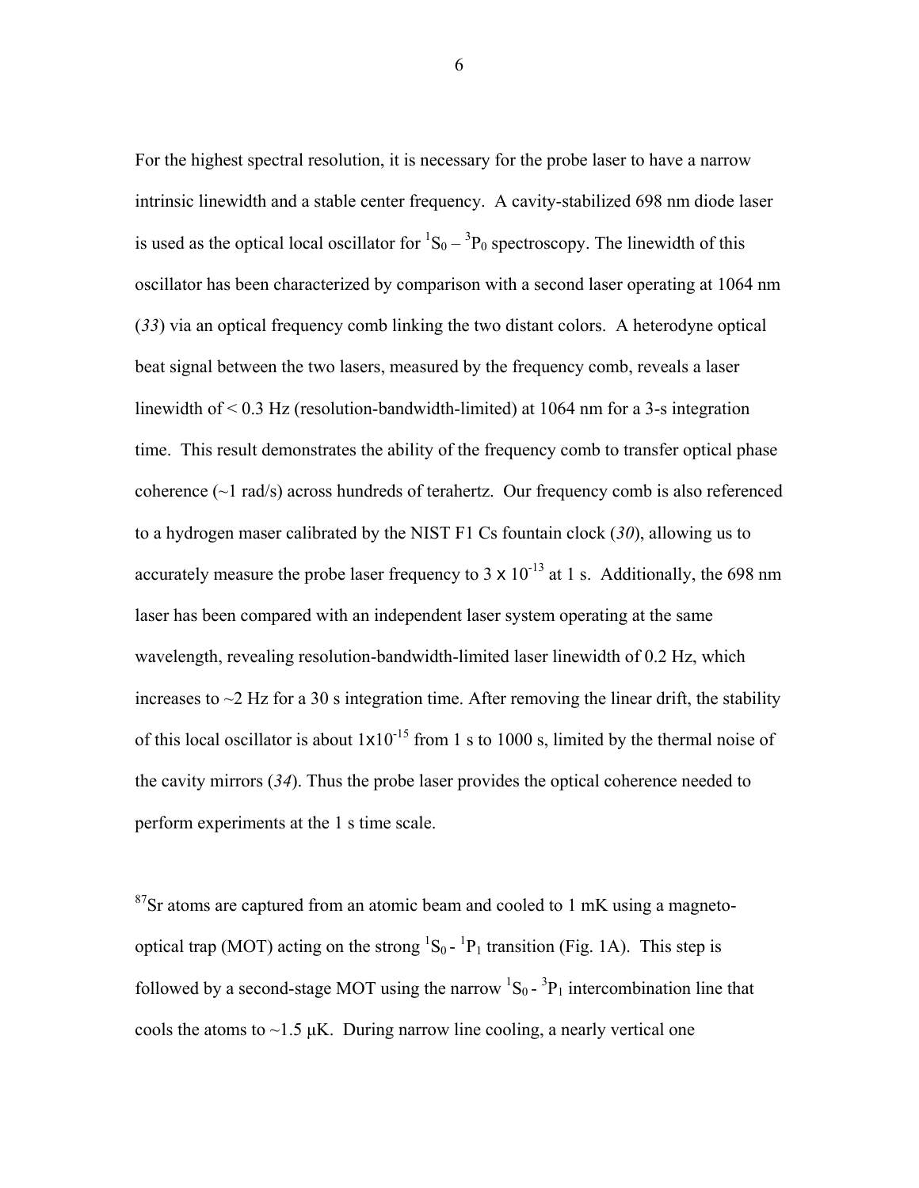For the highest spectral resolution, it is necessary for the probe laser to have a narrow intrinsic linewidth and a stable center frequency. A cavity-stabilized 698 nm diode laser is used as the optical local oscillator for $^1S_0 - {}^3P_0$ spectroscopy. The linewidth of this oscillator has been characterized by comparison with a second laser operating at 1064 nm (*33*) via an optical frequency comb linking the two distant colors. A heterodyne optical beat signal between the two lasers, measured by the frequency comb, reveals a laser linewidth of < 0.3 Hz (resolution-bandwidth-limited) at 1064 nm for a 3-s integration time. This result demonstrates the ability of the frequency comb to transfer optical phase coherence (~1 rad/s) across hundreds of terahertz. Our frequency comb is also referenced to a hydrogen maser calibrated by the NIST F1 Cs fountain clock (*30*), allowing us to accurately measure the probe laser frequency to $3 \times 10^{-13}$ at 1 s. Additionally, the 698 nm laser has been compared with an independent laser system operating at the same wavelength, revealing resolution-bandwidth-limited laser linewidth of 0.2 Hz, which increases to ~2 Hz for a 30 s integration time. After removing the linear drift, the stability of this local oscillator is about $1 \times 10^{-15}$ from 1 s to 1000 s, limited by the thermal noise of the cavity mirrors (*34*). Thus the probe laser provides the optical coherence needed to perform experiments at the 1 s time scale.

$^{87}$Sr atoms are captured from an atomic beam and cooled to 1 mK using a magneto-optical trap (MOT) acting on the strong $^1S_0 - {}^1P_1$ transition (Fig. 1A). This step is followed by a second-stage MOT using the narrow $^1S_0 - {}^3P_1$ intercombination line that cools the atoms to ~1.5 μK. During narrow line cooling, a nearly vertical one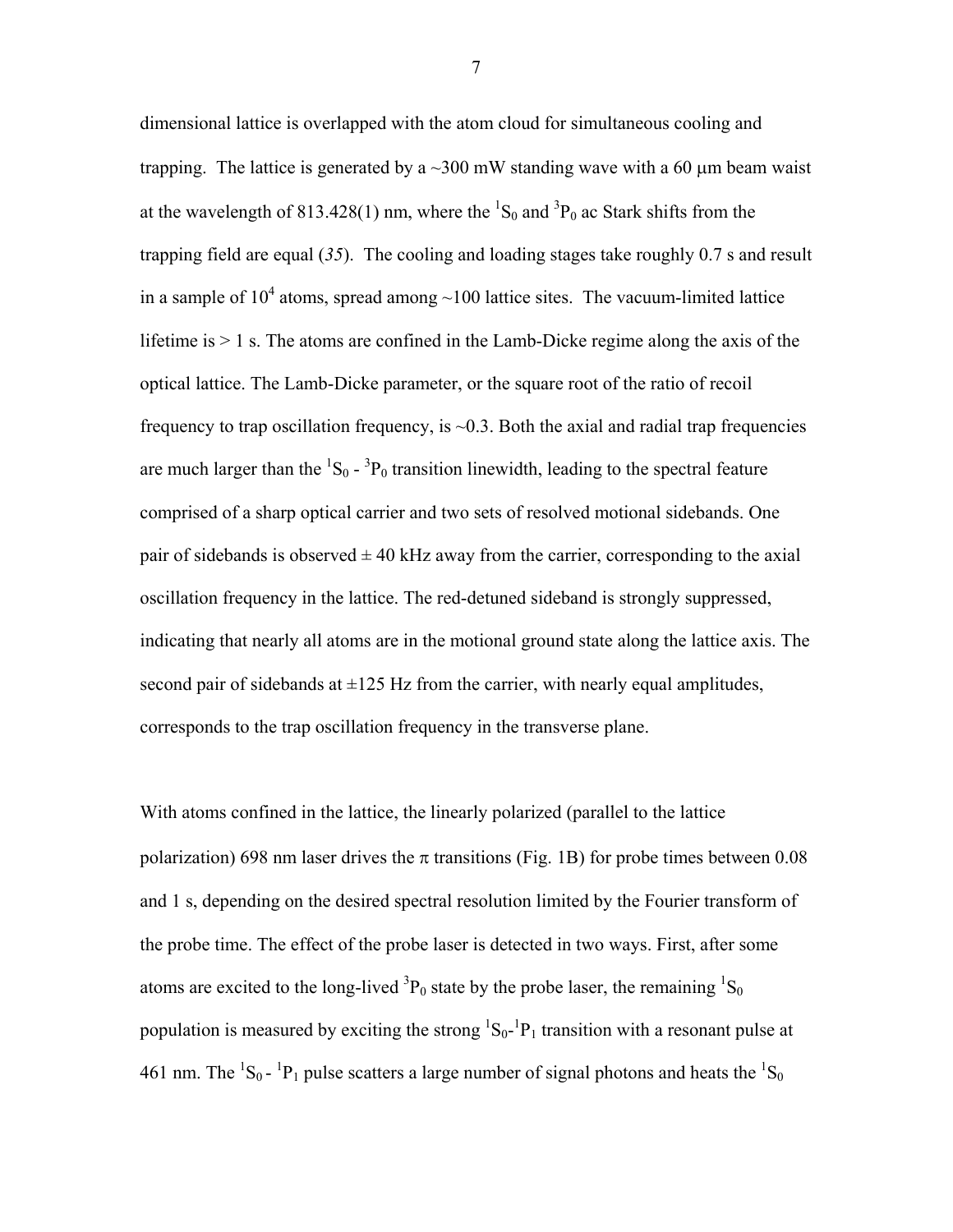dimensional lattice is overlapped with the atom cloud for simultaneous cooling and trapping. The lattice is generated by a ~300 mW standing wave with a 60 μm beam waist at the wavelength of 813.428(1) nm, where the $^1S_0$ and $^3P_0$ ac Stark shifts from the trapping field are equal (*35*). The cooling and loading stages take roughly 0.7 s and result in a sample of $10^4$ atoms, spread among ~100 lattice sites. The vacuum-limited lattice lifetime is > 1 s. The atoms are confined in the Lamb-Dicke regime along the axis of the optical lattice. The Lamb-Dicke parameter, or the square root of the ratio of recoil frequency to trap oscillation frequency, is ~0.3. Both the axial and radial trap frequencies are much larger than the $^1S_0$ - $^3P_0$ transition linewidth, leading to the spectral feature comprised of a sharp optical carrier and two sets of resolved motional sidebands. One pair of sidebands is observed ± 40 kHz away from the carrier, corresponding to the axial oscillation frequency in the lattice. The red-detuned sideband is strongly suppressed, indicating that nearly all atoms are in the motional ground state along the lattice axis. The second pair of sidebands at ±125 Hz from the carrier, with nearly equal amplitudes, corresponds to the trap oscillation frequency in the transverse plane.

With atoms confined in the lattice, the linearly polarized (parallel to the lattice polarization) 698 nm laser drives the π transitions (Fig. 1B) for probe times between 0.08 and 1 s, depending on the desired spectral resolution limited by the Fourier transform of the probe time. The effect of the probe laser is detected in two ways. First, after some atoms are excited to the long-lived $^3P_0$ state by the probe laser, the remaining $^1S_0$ population is measured by exciting the strong $^1S_0$-$^1P_1$ transition with a resonant pulse at 461 nm. The $^1S_0$ - $^1P_1$ pulse scatters a large number of signal photons and heats the $^1S_0$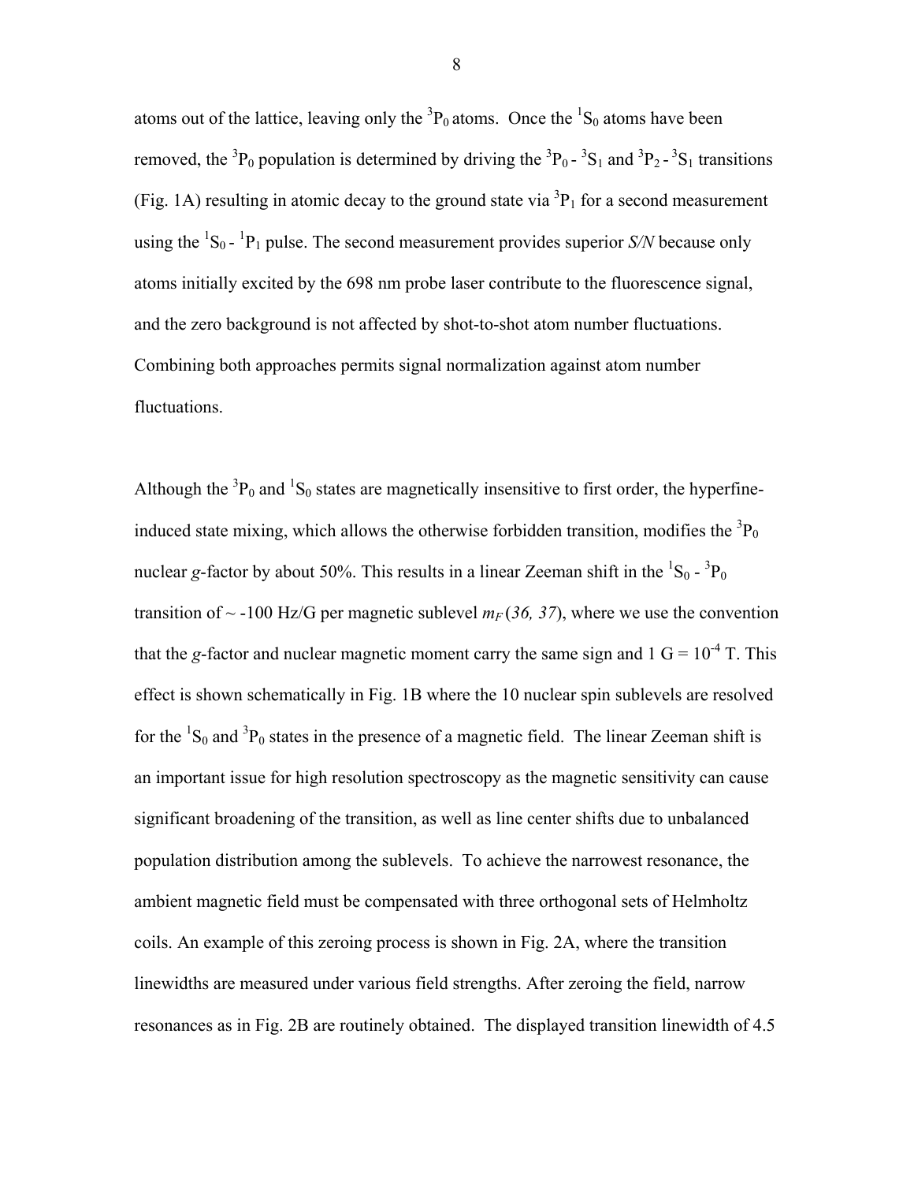atoms out of the lattice, leaving only the $^3P_0$ atoms. Once the $^1S_0$ atoms have been removed, the $^3P_0$ population is determined by driving the $^3P_0$ - $^3S_1$ and $^3P_2$ - $^3S_1$ transitions (Fig. 1A) resulting in atomic decay to the ground state via $^3P_1$ for a second measurement using the $^1S_0$ - $^1P_1$ pulse. The second measurement provides superior *S/N* because only atoms initially excited by the 698 nm probe laser contribute to the fluorescence signal, and the zero background is not affected by shot-to-shot atom number fluctuations. Combining both approaches permits signal normalization against atom number fluctuations.

Although the $^3P_0$ and $^1S_0$ states are magnetically insensitive to first order, the hyperfine-induced state mixing, which allows the otherwise forbidden transition, modifies the $^3P_0$ nuclear *g*-factor by about 50%. This results in a linear Zeeman shift in the $^1S_0$ - $^3P_0$ transition of ~ -100 Hz/G per magnetic sublevel $m_F$ (*36, 37*), where we use the convention that the *g*-factor and nuclear magnetic moment carry the same sign and 1 G = $10^{-4}$ T. This effect is shown schematically in Fig. 1B where the 10 nuclear spin sublevels are resolved for the $^1S_0$ and $^3P_0$ states in the presence of a magnetic field. The linear Zeeman shift is an important issue for high resolution spectroscopy as the magnetic sensitivity can cause significant broadening of the transition, as well as line center shifts due to unbalanced population distribution among the sublevels. To achieve the narrowest resonance, the ambient magnetic field must be compensated with three orthogonal sets of Helmholtz coils. An example of this zeroing process is shown in Fig. 2A, where the transition linewidths are measured under various field strengths. After zeroing the field, narrow resonances as in Fig. 2B are routinely obtained. The displayed transition linewidth of 4.5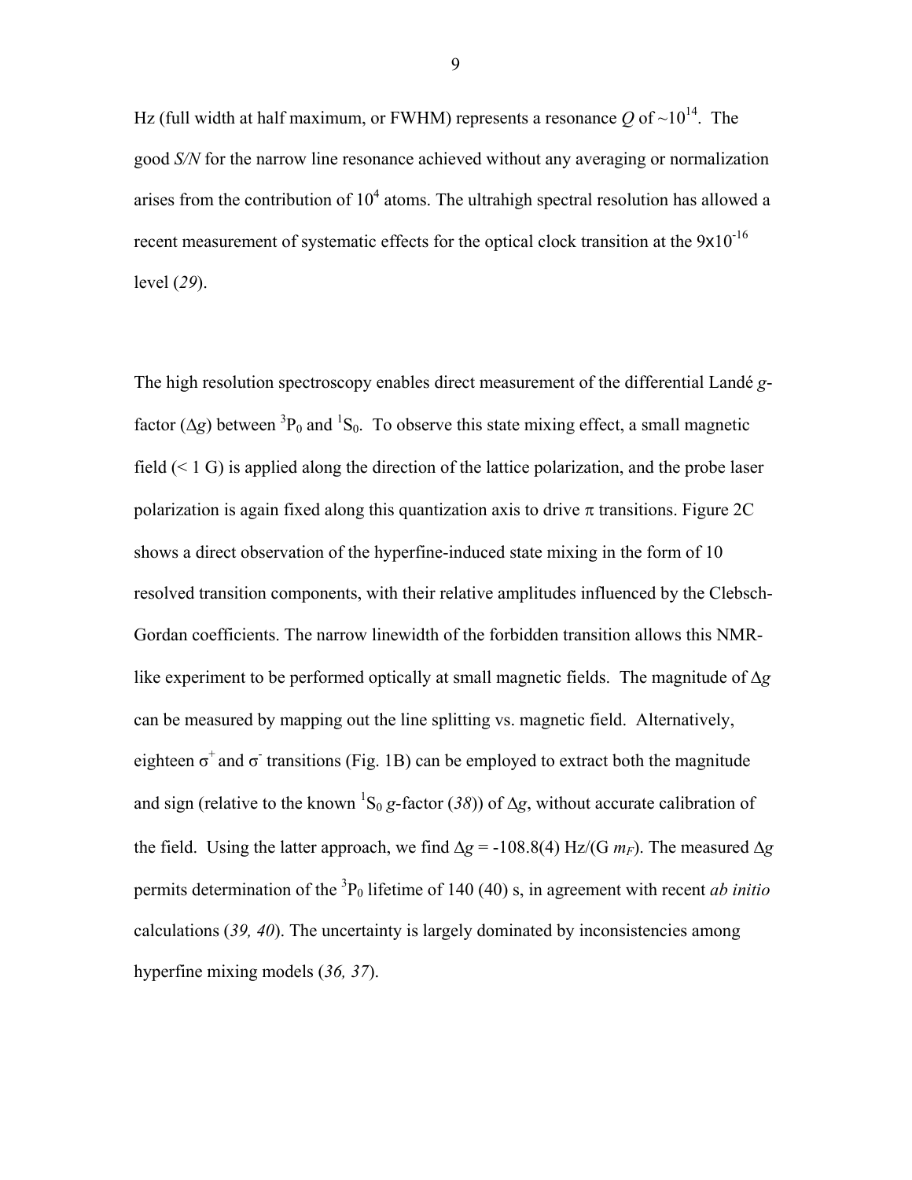Hz (full width at half maximum, or FWHM) represents a resonance $Q$ of ~$10^{14}$. The good *S/N* for the narrow line resonance achieved without any averaging or normalization arises from the contribution of $10^4$ atoms. The ultrahigh spectral resolution has allowed a recent measurement of systematic effects for the optical clock transition at the $9\times10^{-16}$ level (*29*).

The high resolution spectroscopy enables direct measurement of the differential Landé *g*-factor ($\Delta g$) between $^3P_0$ and $^1S_0$. To observe this state mixing effect, a small magnetic field (< 1 G) is applied along the direction of the lattice polarization, and the probe laser polarization is again fixed along this quantization axis to drive $\pi$ transitions. Figure 2C shows a direct observation of the hyperfine-induced state mixing in the form of 10 resolved transition components, with their relative amplitudes influenced by the Clebsch-Gordan coefficients. The narrow linewidth of the forbidden transition allows this NMR-like experiment to be performed optically at small magnetic fields. The magnitude of $\Delta g$ can be measured by mapping out the line splitting vs. magnetic field. Alternatively, eighteen $\sigma^+$ and $\sigma^-$ transitions (Fig. 1B) can be employed to extract both the magnitude and sign (relative to the known $^1S_0$ *g*-factor (*38*)) of $\Delta g$, without accurate calibration of the field. Using the latter approach, we find $\Delta g$ = -108.8(4) Hz/(G $m_F$). The measured $\Delta g$ permits determination of the $^3P_0$ lifetime of 140 (40) s, in agreement with recent *ab initio* calculations (*39, 40*). The uncertainty is largely dominated by inconsistencies among hyperfine mixing models (*36, 37*).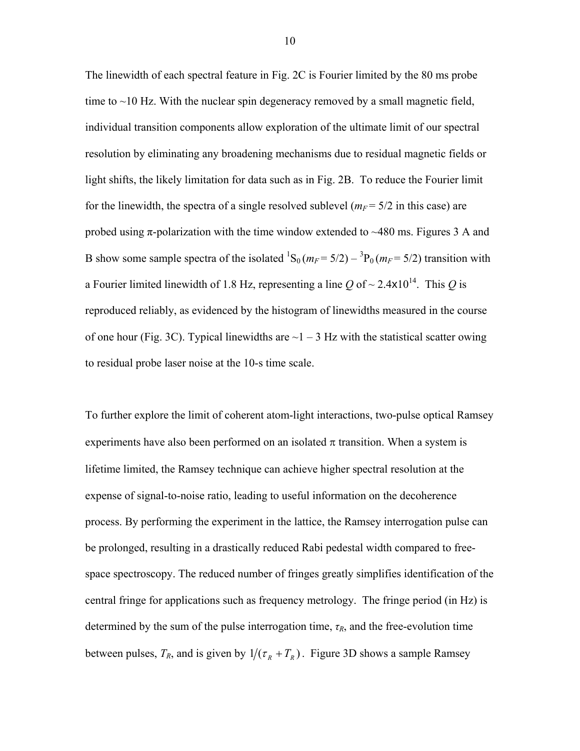The linewidth of each spectral feature in Fig. 2C is Fourier limited by the 80 ms probe time to ~10 Hz. With the nuclear spin degeneracy removed by a small magnetic field, individual transition components allow exploration of the ultimate limit of our spectral resolution by eliminating any broadening mechanisms due to residual magnetic fields or light shifts, the likely limitation for data such as in Fig. 2B. To reduce the Fourier limit for the linewidth, the spectra of a single resolved sublevel ($m_F = 5/2$ in this case) are probed using π-polarization with the time window extended to ~480 ms. Figures 3 A and B show some sample spectra of the isolated $^1S_0\,(m_F = 5/2) - {}^3P_0\,(m_F = 5/2)$ transition with a Fourier limited linewidth of 1.8 Hz, representing a line $Q$ of ~ $2.4\text{x}10^{14}$. This $Q$ is reproduced reliably, as evidenced by the histogram of linewidths measured in the course of one hour (Fig. 3C). Typical linewidths are ~1 – 3 Hz with the statistical scatter owing to residual probe laser noise at the 10-s time scale.

To further explore the limit of coherent atom-light interactions, two-pulse optical Ramsey experiments have also been performed on an isolated π transition. When a system is lifetime limited, the Ramsey technique can achieve higher spectral resolution at the expense of signal-to-noise ratio, leading to useful information on the decoherence process. By performing the experiment in the lattice, the Ramsey interrogation pulse can be prolonged, resulting in a drastically reduced Rabi pedestal width compared to free-space spectroscopy. The reduced number of fringes greatly simplifies identification of the central fringe for applications such as frequency metrology. The fringe period (in Hz) is determined by the sum of the pulse interrogation time, $\tau_R$, and the free-evolution time between pulses, $T_R$, and is given by $1/(\tau_R + T_R)$. Figure 3D shows a sample Ramsey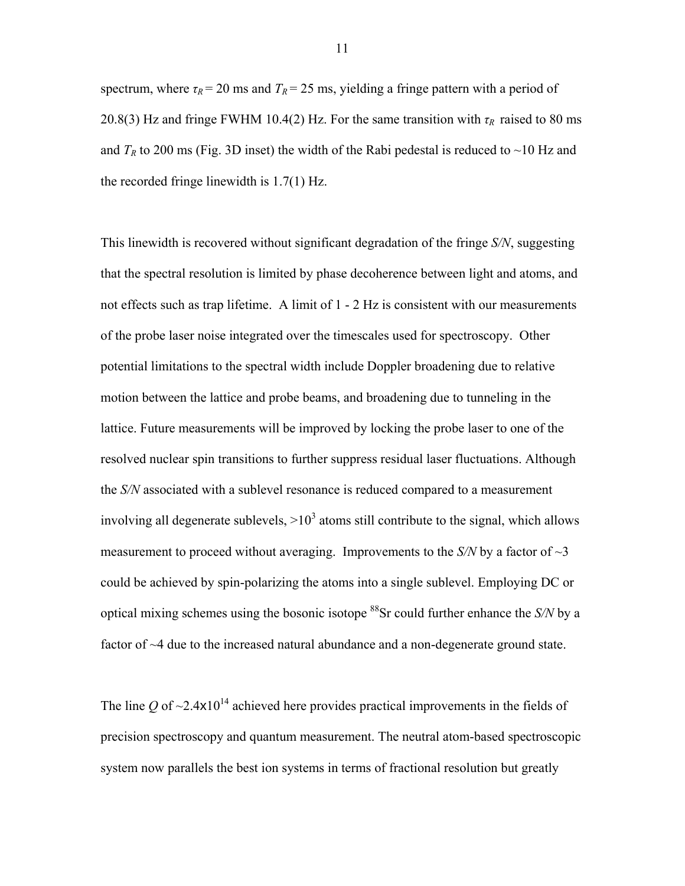spectrum, where $\tau_R = 20$ ms and $T_R = 25$ ms, yielding a fringe pattern with a period of 20.8(3) Hz and fringe FWHM 10.4(2) Hz. For the same transition with $\tau_R$ raised to 80 ms and $T_R$ to 200 ms (Fig. 3D inset) the width of the Rabi pedestal is reduced to ~10 Hz and the recorded fringe linewidth is 1.7(1) Hz.

This linewidth is recovered without significant degradation of the fringe *S/N*, suggesting that the spectral resolution is limited by phase decoherence between light and atoms, and not effects such as trap lifetime. A limit of 1 - 2 Hz is consistent with our measurements of the probe laser noise integrated over the timescales used for spectroscopy. Other potential limitations to the spectral width include Doppler broadening due to relative motion between the lattice and probe beams, and broadening due to tunneling in the lattice. Future measurements will be improved by locking the probe laser to one of the resolved nuclear spin transitions to further suppress residual laser fluctuations. Although the *S/N* associated with a sublevel resonance is reduced compared to a measurement involving all degenerate sublevels, $>10^3$ atoms still contribute to the signal, which allows measurement to proceed without averaging. Improvements to the *S/N* by a factor of ~3 could be achieved by spin-polarizing the atoms into a single sublevel. Employing DC or optical mixing schemes using the bosonic isotope $^{88}$Sr could further enhance the *S/N* by a factor of ~4 due to the increased natural abundance and a non-degenerate ground state.

The line *Q* of $\sim 2.4 \times 10^{14}$ achieved here provides practical improvements in the fields of precision spectroscopy and quantum measurement. The neutral atom-based spectroscopic system now parallels the best ion systems in terms of fractional resolution but greatly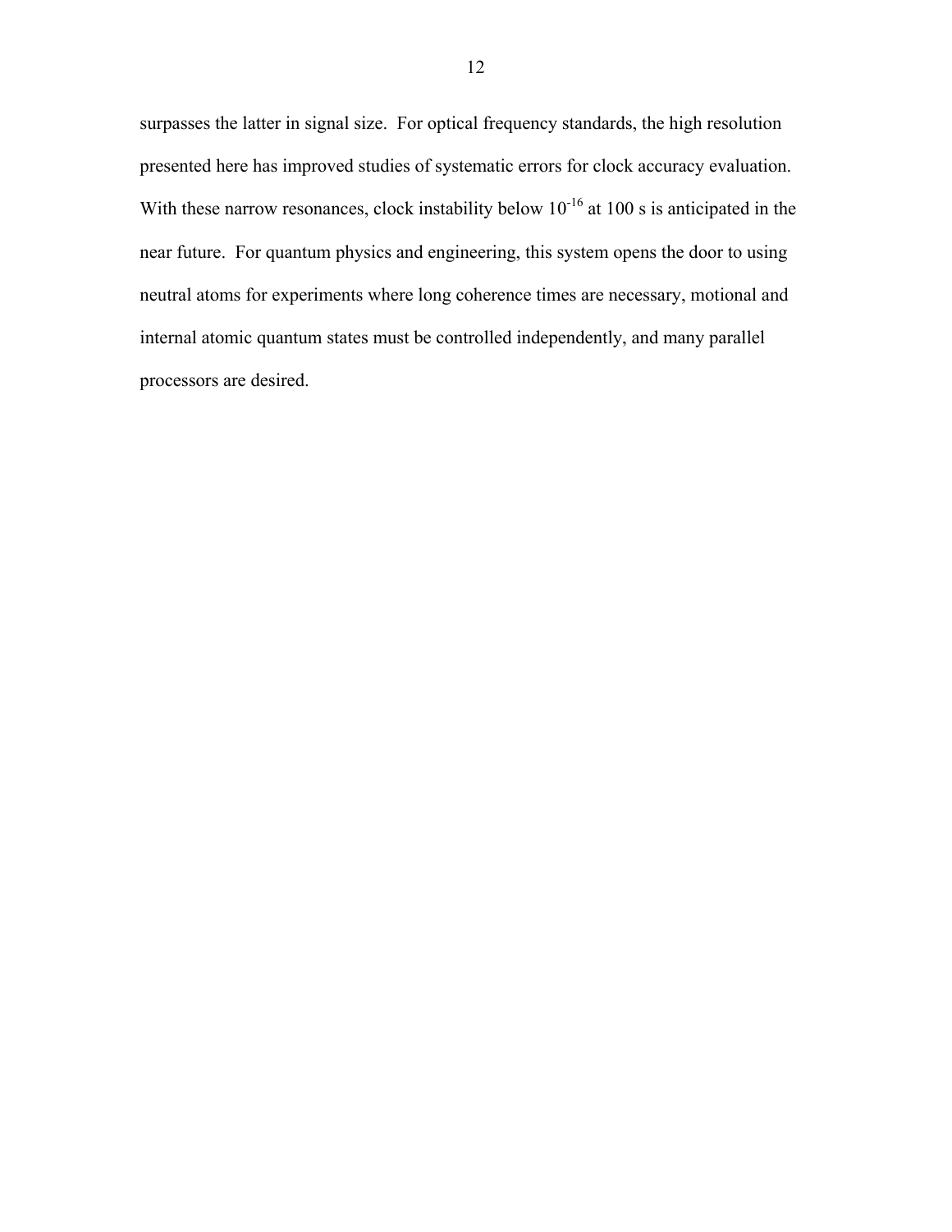surpasses the latter in signal size. For optical frequency standards, the high resolution presented here has improved studies of systematic errors for clock accuracy evaluation. With these narrow resonances, clock instability below $10^{-16}$ at 100 s is anticipated in the near future. For quantum physics and engineering, this system opens the door to using neutral atoms for experiments where long coherence times are necessary, motional and internal atomic quantum states must be controlled independently, and many parallel processors are desired.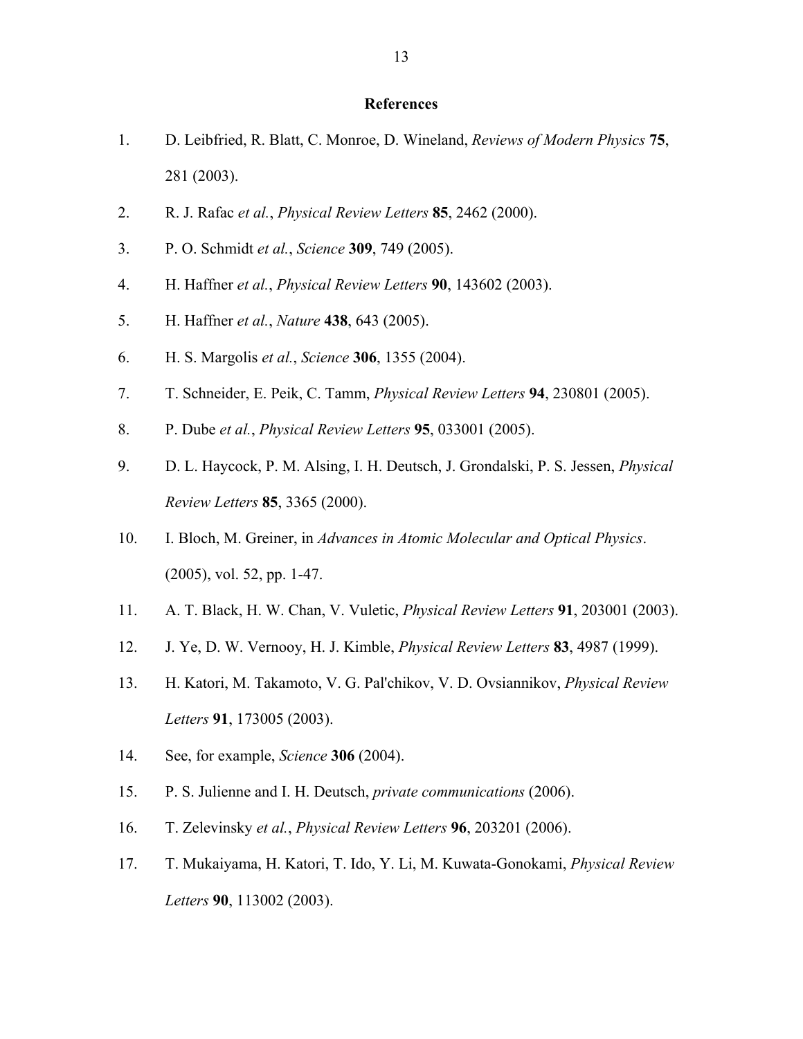## References

1. D. Leibfried, R. Blatt, C. Monroe, D. Wineland, *Reviews of Modern Physics* **75**, 281 (2003).
2. R. J. Rafac *et al.*, *Physical Review Letters* **85**, 2462 (2000).
3. P. O. Schmidt *et al.*, *Science* **309**, 749 (2005).
4. H. Haffner *et al.*, *Physical Review Letters* **90**, 143602 (2003).
5. H. Haffner *et al.*, *Nature* **438**, 643 (2005).
6. H. S. Margolis *et al.*, *Science* **306**, 1355 (2004).
7. T. Schneider, E. Peik, C. Tamm, *Physical Review Letters* **94**, 230801 (2005).
8. P. Dube *et al.*, *Physical Review Letters* **95**, 033001 (2005).
9. D. L. Haycock, P. M. Alsing, I. H. Deutsch, J. Grondalski, P. S. Jessen, *Physical Review Letters* **85**, 3365 (2000).
10. I. Bloch, M. Greiner, in *Advances in Atomic Molecular and Optical Physics*. (2005), vol. 52, pp. 1-47.
11. A. T. Black, H. W. Chan, V. Vuletic, *Physical Review Letters* **91**, 203001 (2003).
12. J. Ye, D. W. Vernooy, H. J. Kimble, *Physical Review Letters* **83**, 4987 (1999).
13. H. Katori, M. Takamoto, V. G. Pal'chikov, V. D. Ovsiannikov, *Physical Review Letters* **91**, 173005 (2003).
14. See, for example, *Science* **306** (2004).
15. P. S. Julienne and I. H. Deutsch, *private communications* (2006).
16. T. Zelevinsky *et al.*, *Physical Review Letters* **96**, 203201 (2006).
17. T. Mukaiyama, H. Katori, T. Ido, Y. Li, M. Kuwata-Gonokami, *Physical Review Letters* **90**, 113002 (2003).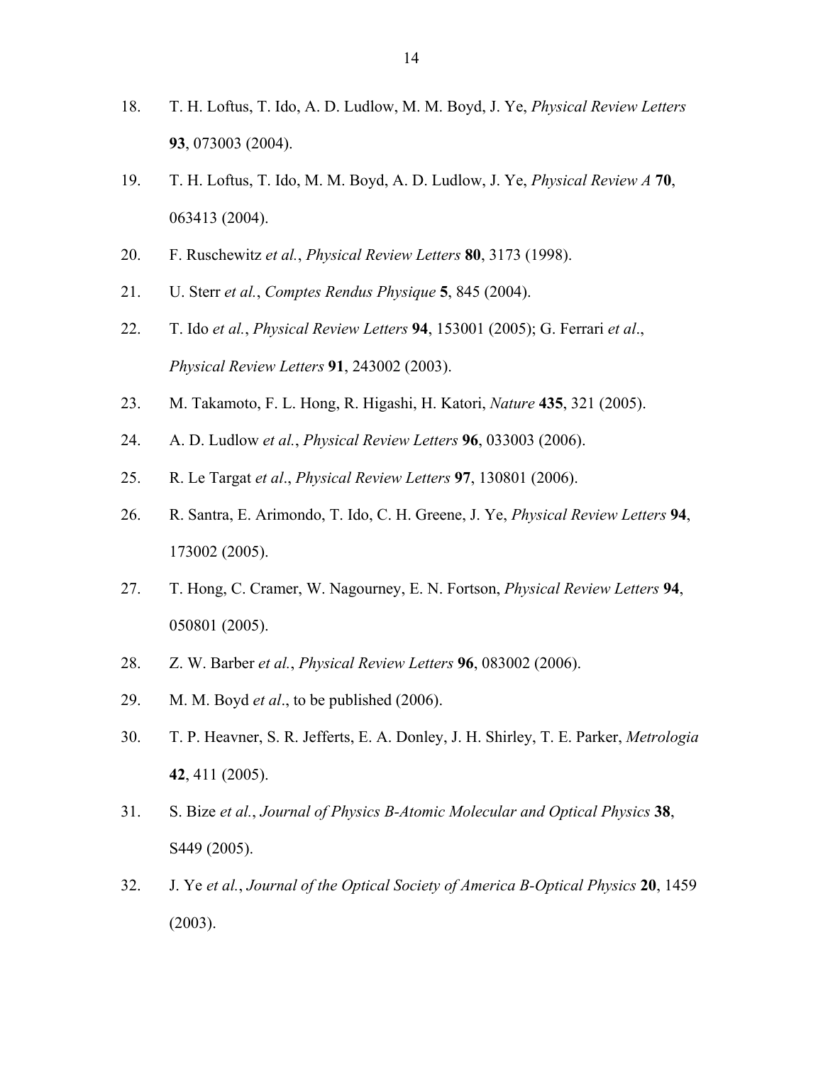18. T. H. Loftus, T. Ido, A. D. Ludlow, M. M. Boyd, J. Ye, *Physical Review Letters* **93**, 073003 (2004).
19. T. H. Loftus, T. Ido, M. M. Boyd, A. D. Ludlow, J. Ye, *Physical Review A* **70**, 063413 (2004).
20. F. Ruschewitz *et al.*, *Physical Review Letters* **80**, 3173 (1998).
21. U. Sterr *et al.*, *Comptes Rendus Physique* **5**, 845 (2004).
22. T. Ido *et al.*, *Physical Review Letters* **94**, 153001 (2005); G. Ferrari *et al*., *Physical Review Letters* **91**, 243002 (2003).
23. M. Takamoto, F. L. Hong, R. Higashi, H. Katori, *Nature* **435**, 321 (2005).
24. A. D. Ludlow *et al.*, *Physical Review Letters* **96**, 033003 (2006).
25. R. Le Targat *et al*., *Physical Review Letters* **97**, 130801 (2006).
26. R. Santra, E. Arimondo, T. Ido, C. H. Greene, J. Ye, *Physical Review Letters* **94**, 173002 (2005).
27. T. Hong, C. Cramer, W. Nagourney, E. N. Fortson, *Physical Review Letters* **94**, 050801 (2005).
28. Z. W. Barber *et al.*, *Physical Review Letters* **96**, 083002 (2006).
29. M. M. Boyd *et al*., to be published (2006).
30. T. P. Heavner, S. R. Jefferts, E. A. Donley, J. H. Shirley, T. E. Parker, *Metrologia* **42**, 411 (2005).
31. S. Bize *et al.*, *Journal of Physics B-Atomic Molecular and Optical Physics* **38**, S449 (2005).
32. J. Ye *et al.*, *Journal of the Optical Society of America B-Optical Physics* **20**, 1459 (2003).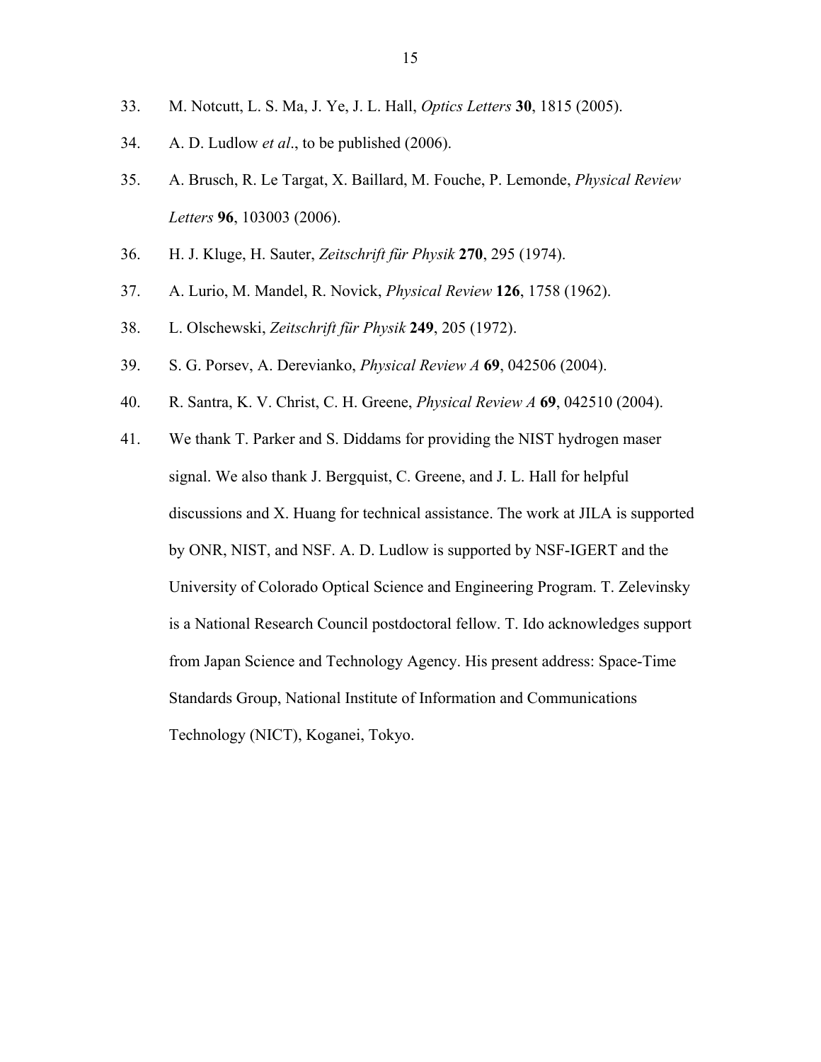33. M. Notcutt, L. S. Ma, J. Ye, J. L. Hall, *Optics Letters* **30**, 1815 (2005).

34. A. D. Ludlow *et al*., to be published (2006).

35. A. Brusch, R. Le Targat, X. Baillard, M. Fouche, P. Lemonde, *Physical Review Letters* **96**, 103003 (2006).

36. H. J. Kluge, H. Sauter, *Zeitschrift für Physik* **270**, 295 (1974).

37. A. Lurio, M. Mandel, R. Novick, *Physical Review* **126**, 1758 (1962).

38. L. Olschewski, *Zeitschrift für Physik* **249**, 205 (1972).

39. S. G. Porsev, A. Derevianko, *Physical Review A* **69**, 042506 (2004).

40. R. Santra, K. V. Christ, C. H. Greene, *Physical Review A* **69**, 042510 (2004).

41. We thank T. Parker and S. Diddams for providing the NIST hydrogen maser signal. We also thank J. Bergquist, C. Greene, and J. L. Hall for helpful discussions and X. Huang for technical assistance. The work at JILA is supported by ONR, NIST, and NSF. A. D. Ludlow is supported by NSF-IGERT and the University of Colorado Optical Science and Engineering Program. T. Zelevinsky is a National Research Council postdoctoral fellow. T. Ido acknowledges support from Japan Science and Technology Agency. His present address: Space-Time Standards Group, National Institute of Information and Communications Technology (NICT), Koganei, Tokyo.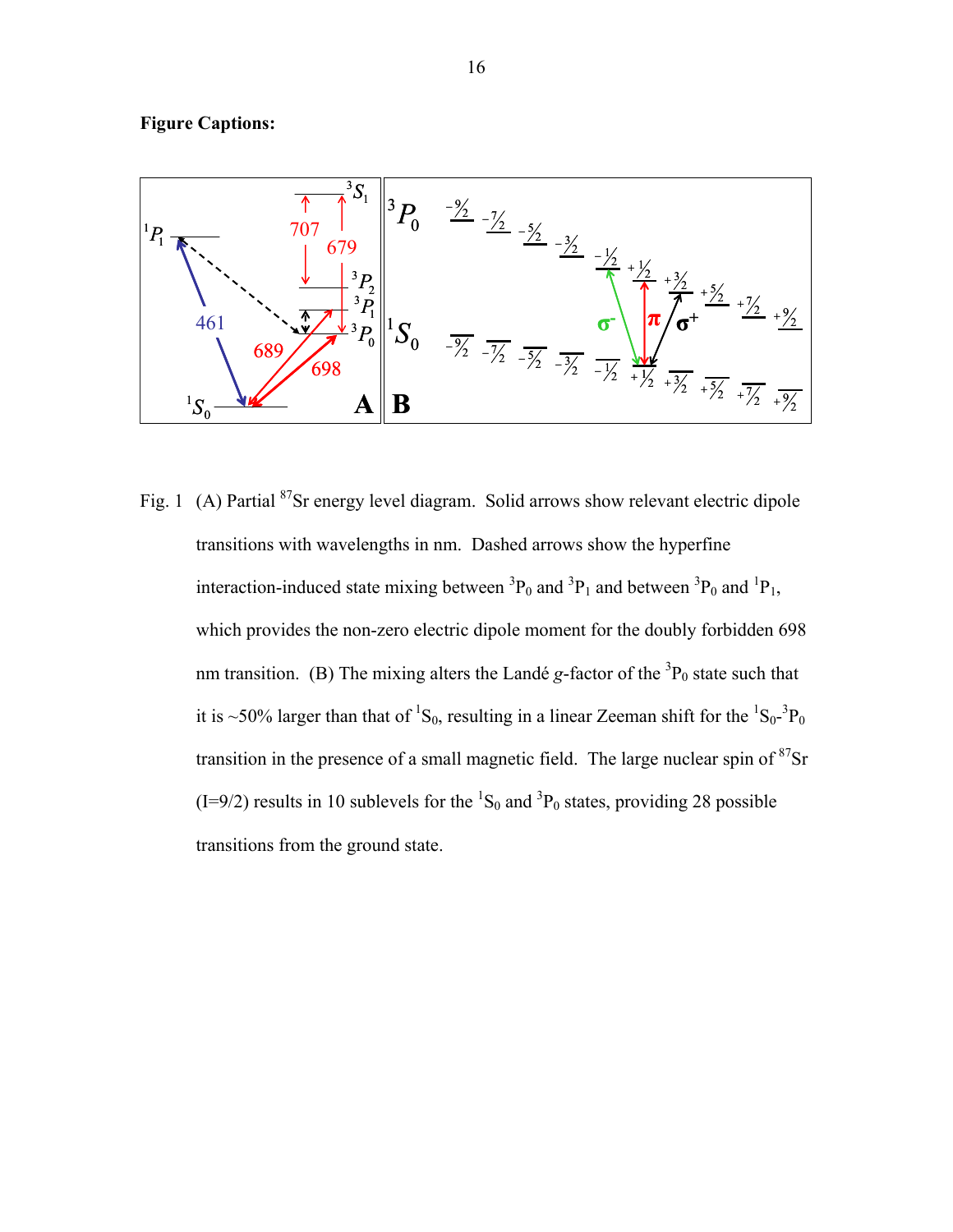**Figure Captions:**

Fig. 1 (A) Partial $^{87}$Sr energy level diagram. Solid arrows show relevant electric dipole transitions with wavelengths in nm. Dashed arrows show the hyperfine interaction-induced state mixing between $^3P_0$ and $^3P_1$ and between $^3P_0$ and $^1P_1$, which provides the non-zero electric dipole moment for the doubly forbidden 698 nm transition. (B) The mixing alters the Landé *g*-factor of the $^3P_0$ state such that it is ~50% larger than that of $^1S_0$, resulting in a linear Zeeman shift for the $^1S_0$-$^3P_0$ transition in the presence of a small magnetic field. The large nuclear spin of $^{87}$Sr (I=9/2) results in 10 sublevels for the $^1S_0$ and $^3P_0$ states, providing 28 possible transitions from the ground state.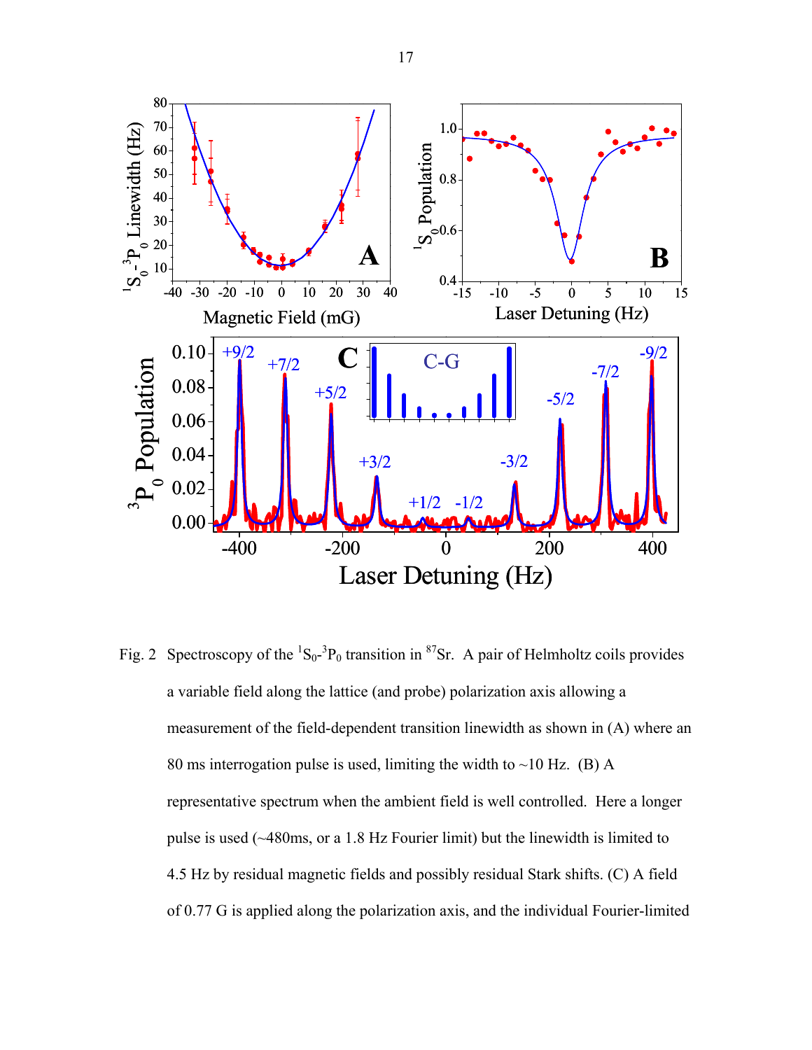Fig. 2 Spectroscopy of the $^1S_0$-$^3P_0$ transition in $^{87}$Sr. A pair of Helmholtz coils provides a variable field along the lattice (and probe) polarization axis allowing a measurement of the field-dependent transition linewidth as shown in (A) where an 80 ms interrogation pulse is used, limiting the width to ~10 Hz. (B) A representative spectrum when the ambient field is well controlled. Here a longer pulse is used (~480ms, or a 1.8 Hz Fourier limit) but the linewidth is limited to 4.5 Hz by residual magnetic fields and possibly residual Stark shifts. (C) A field of 0.77 G is applied along the polarization axis, and the individual Fourier-limited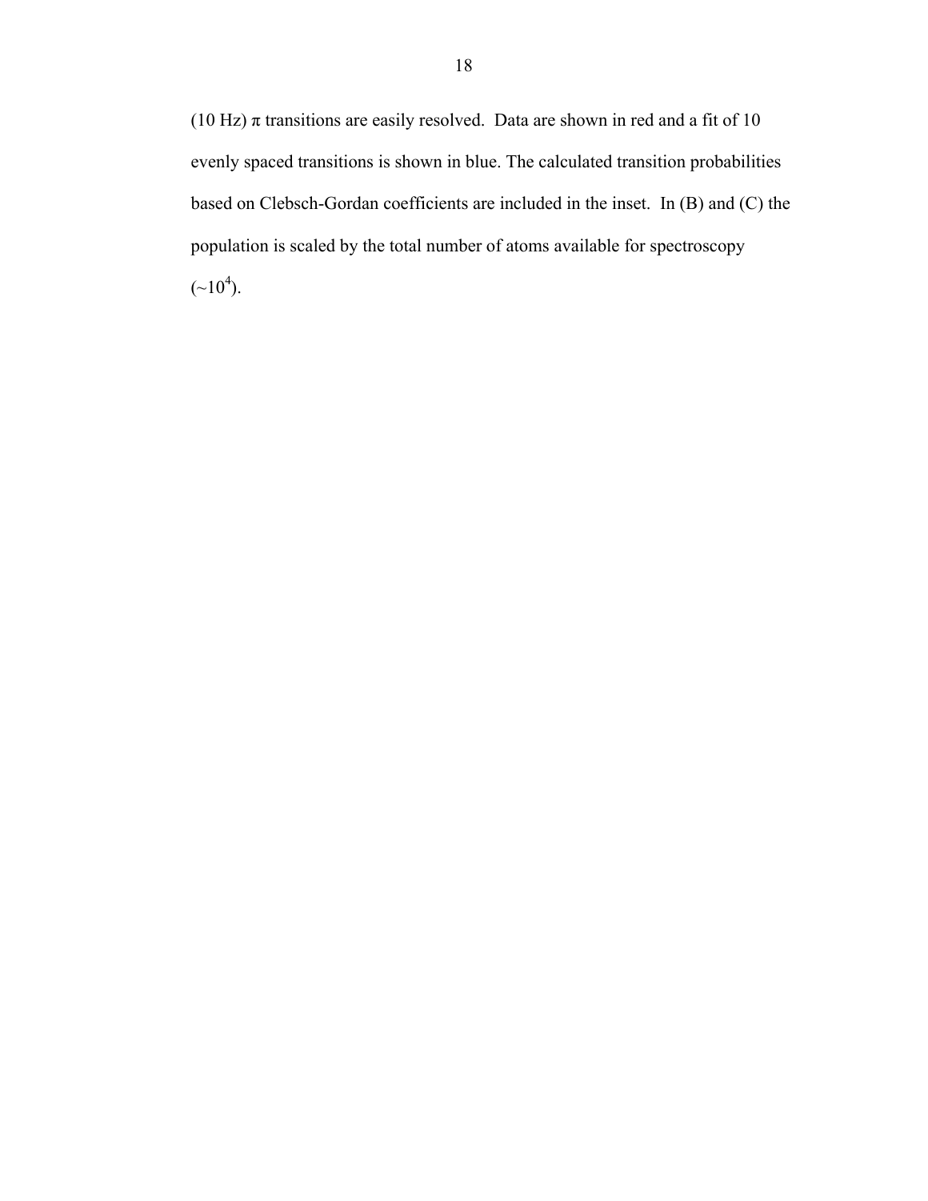(10 Hz) $\pi$ transitions are easily resolved. Data are shown in red and a fit of 10 evenly spaced transitions is shown in blue. The calculated transition probabilities based on Clebsch-Gordan coefficients are included in the inset. In (B) and (C) the population is scaled by the total number of atoms available for spectroscopy ($\sim 10^4$).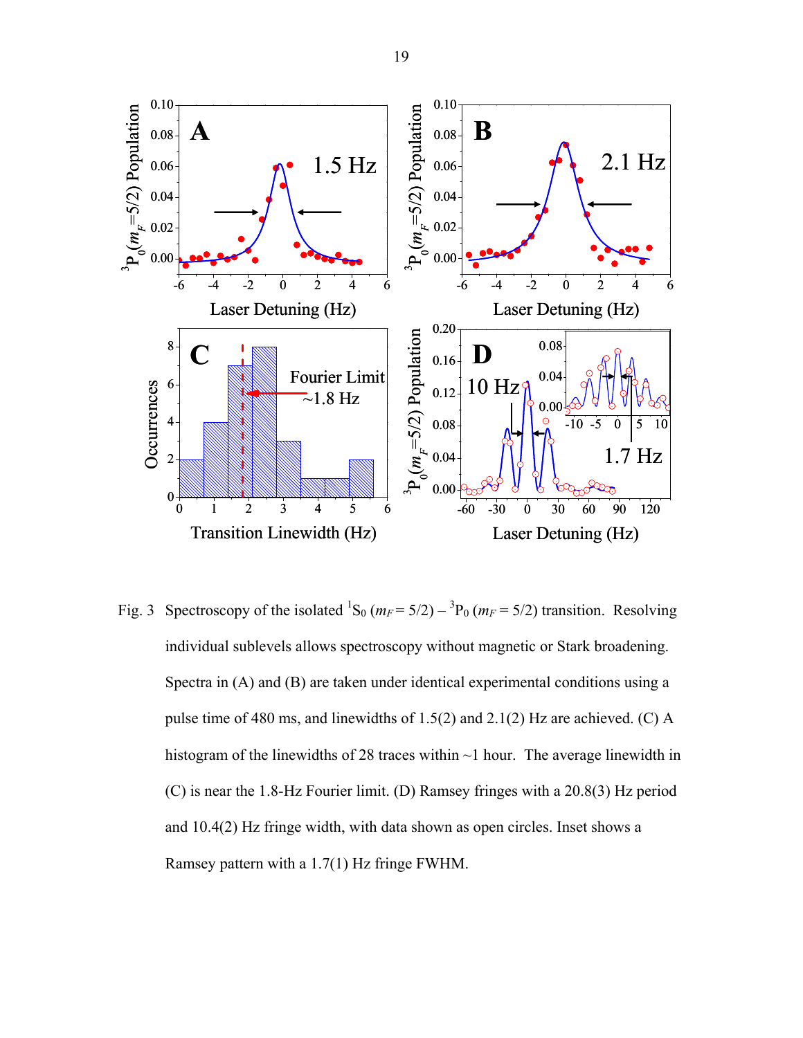A

1.5 Hz

$^3P_0(m_F=5/2)$ Population

0.10
0.08
0.06
0.04
0.02
0.00

-6 -4 -2 0 2 4 6

Laser Detuning (Hz)

B

2.1 Hz

$^3P_0(m_F=5/2)$ Population

0.10
0.08
0.06
0.04
0.02
0.00

-6 -4 -2 0 2 4 6

Laser Detuning (Hz)

C

Fourier Limit
~1.8 Hz

Occurrences

8
6
4
2
0

0 1 2 3 4 5 6

Transition Linewidth (Hz)

D

10 Hz

1.7 Hz

$^3P_0(m_F=5/2)$ Population

0.20
0.16
0.12
0.08
0.04
0.00

-60 -30 0 30 60 90 120

Laser Detuning (Hz)

0.08
0.04
0.00

-10 -5 0 5 10

Fig. 3 Spectroscopy of the isolated $^1S_0$ ($m_F = 5/2$) – $^3P_0$ ($m_F = 5/2$) transition. Resolving individual sublevels allows spectroscopy without magnetic or Stark broadening. Spectra in (A) and (B) are taken under identical experimental conditions using a pulse time of 480 ms, and linewidths of 1.5(2) and 2.1(2) Hz are achieved. (C) A histogram of the linewidths of 28 traces within ~1 hour. The average linewidth in (C) is near the 1.8-Hz Fourier limit. (D) Ramsey fringes with a 20.8(3) Hz period and 10.4(2) Hz fringe width, with data shown as open circles. Inset shows a Ramsey pattern with a 1.7(1) Hz fringe FWHM.